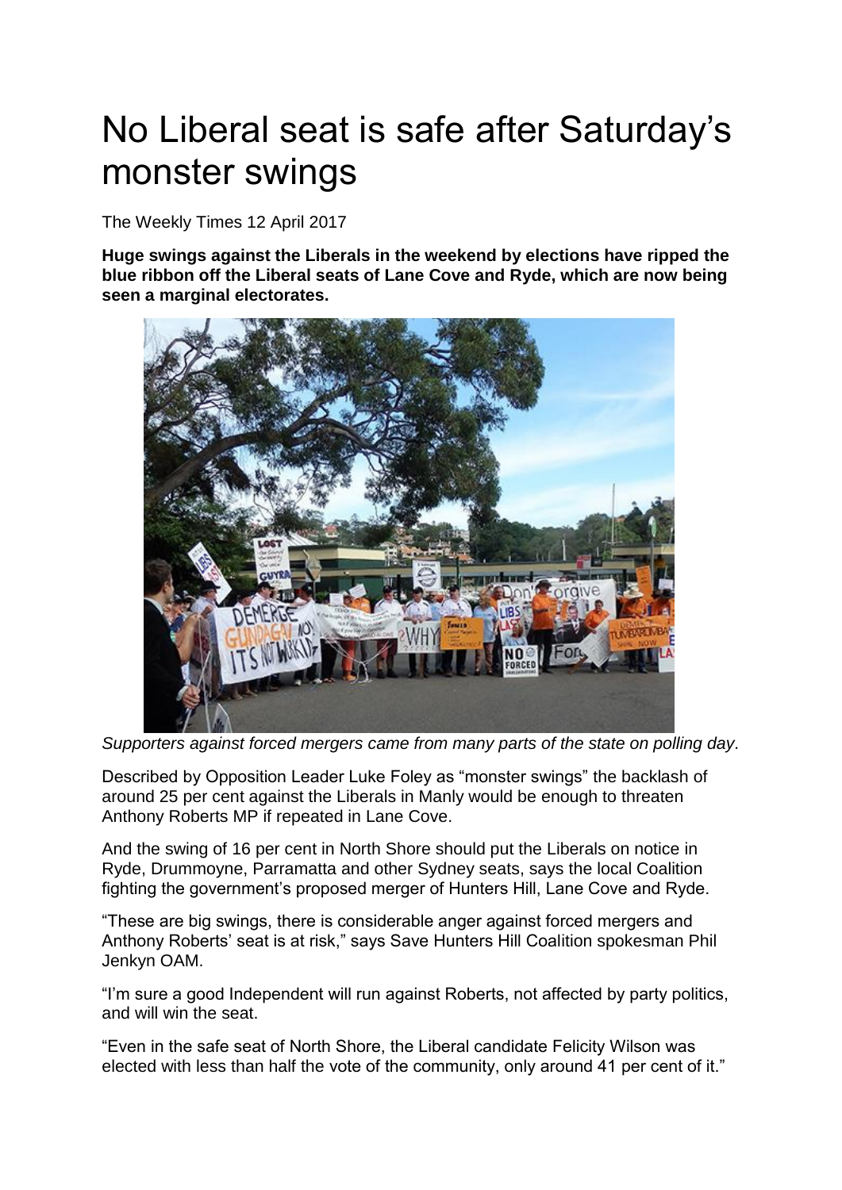# No Liberal seat is safe after Saturday's monster swings

The Weekly Times 12 April 2017

**Huge swings against the Liberals in the weekend by elections have ripped the blue ribbon off the Liberal seats of Lane Cove and Ryde, which are now being seen a marginal electorates.**

*Supporters against forced mergers came from many parts of the state on polling day.*

Described by Opposition Leader Luke Foley as "monster swings" the backlash of around 25 per cent against the Liberals in Manly would be enough to threaten Anthony Roberts MP if repeated in Lane Cove.

And the swing of 16 per cent in North Shore should put the Liberals on notice in Ryde, Drummoyne, Parramatta and other Sydney seats, says the local Coalition fighting the government's proposed merger of Hunters Hill, Lane Cove and Ryde.

"These are big swings, there is considerable anger against forced mergers and Anthony Roberts' seat is at risk," says Save Hunters Hill Coalition spokesman Phil Jenkyn OAM.

"I'm sure a good Independent will run against Roberts, not affected by party politics, and will win the seat.

"Even in the safe seat of North Shore, the Liberal candidate Felicity Wilson was elected with less than half the vote of the community, only around 41 per cent of it."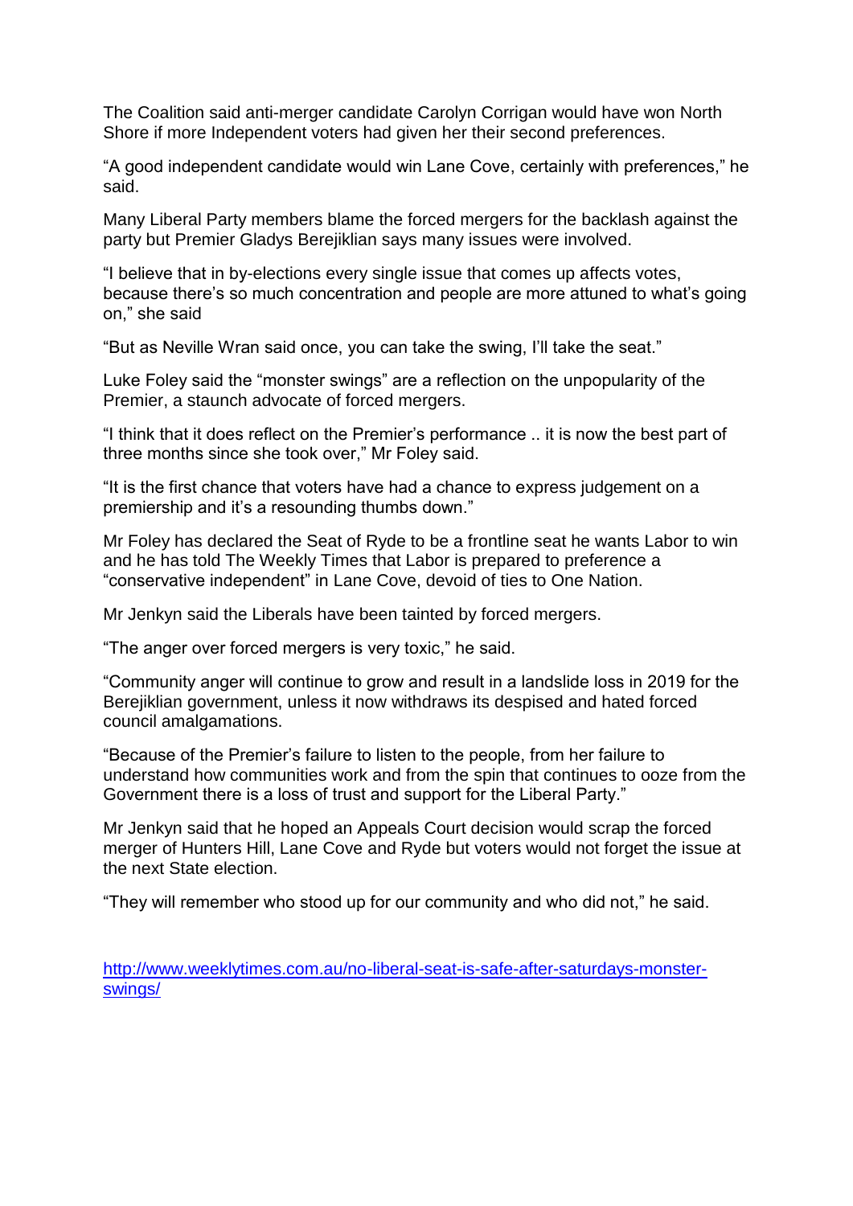The Coalition said anti-merger candidate Carolyn Corrigan would have won North Shore if more Independent voters had given her their second preferences.

“A good independent candidate would win Lane Cove, certainly with preferences,” he said.

Many Liberal Party members blame the forced mergers for the backlash against the party but Premier Gladys Berejiklian says many issues were involved.

“I believe that in by-elections every single issue that comes up affects votes, because there’s so much concentration and people are more attuned to what’s going on,” she said

“But as Neville Wran said once, you can take the swing, I’ll take the seat.”

Luke Foley said the “monster swings” are a reflection on the unpopularity of the Premier, a staunch advocate of forced mergers.

“I think that it does reflect on the Premier’s performance .. it is now the best part of three months since she took over,” Mr Foley said.

“It is the first chance that voters have had a chance to express judgement on a premiership and it’s a resounding thumbs down.”

Mr Foley has declared the Seat of Ryde to be a frontline seat he wants Labor to win and he has told The Weekly Times that Labor is prepared to preference a “conservative independent” in Lane Cove, devoid of ties to One Nation.

Mr Jenkyn said the Liberals have been tainted by forced mergers.

“The anger over forced mergers is very toxic,” he said.

“Community anger will continue to grow and result in a landslide loss in 2019 for the Berejiklian government, unless it now withdraws its despised and hated forced council amalgamations.

“Because of the Premier’s failure to listen to the people, from her failure to understand how communities work and from the spin that continues to ooze from the Government there is a loss of trust and support for the Liberal Party.”

Mr Jenkyn said that he hoped an Appeals Court decision would scrap the forced merger of Hunters Hill, Lane Cove and Ryde but voters would not forget the issue at the next State election.

“They will remember who stood up for our community and who did not,” he said.

[http://www.weeklytimes.com.au/no-liberal-seat-is-safe-after-saturdays-monster-swings/](http://www.weeklytimes.com.au/no-liberal-seat-is-safe-after-saturdays-monster-swings/)